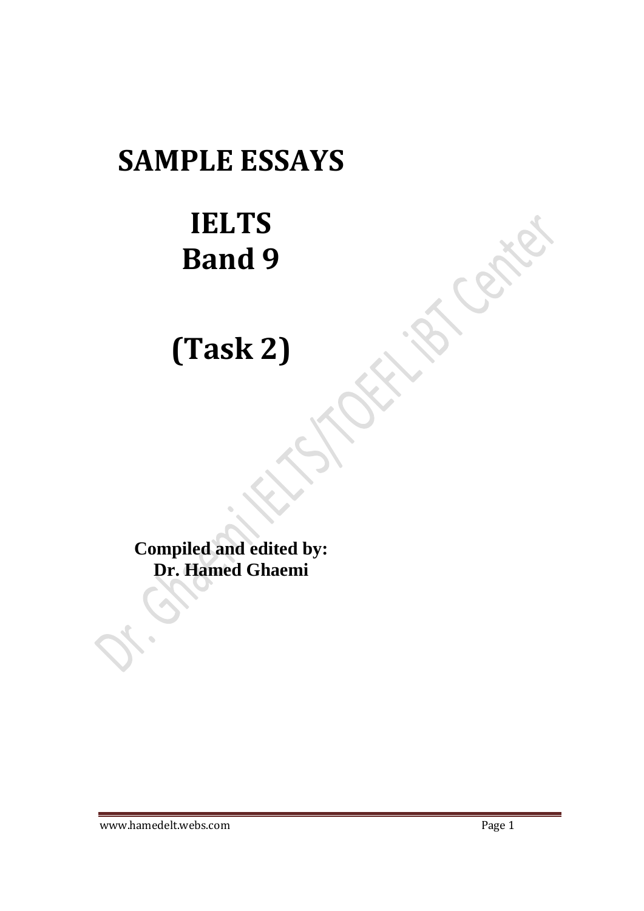# SAMPLE ESSAYS

# IELTS
# Band 9

## (Task 2)

**Compiled and edited by:**
**Dr. Hamed Ghaemi**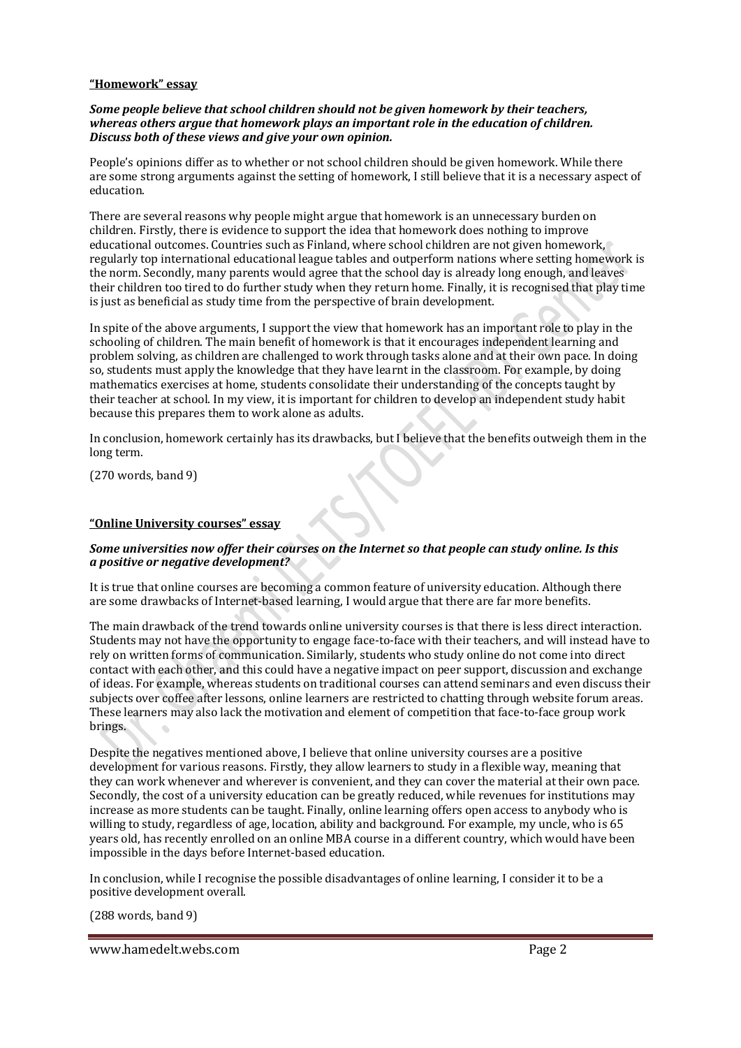**"Homework" essay**

***Some people believe that school children should not be given homework by their teachers, whereas others argue that homework plays an important role in the education of children. Discuss both of these views and give your own opinion.***

People's opinions differ as to whether or not school children should be given homework. While there are some strong arguments against the setting of homework, I still believe that it is a necessary aspect of education.

There are several reasons why people might argue that homework is an unnecessary burden on children. Firstly, there is evidence to support the idea that homework does nothing to improve educational outcomes. Countries such as Finland, where school children are not given homework, regularly top international educational league tables and outperform nations where setting homework is the norm. Secondly, many parents would agree that the school day is already long enough, and leaves their children too tired to do further study when they return home. Finally, it is recognised that play time is just as beneficial as study time from the perspective of brain development.

In spite of the above arguments, I support the view that homework has an important role to play in the schooling of children. The main benefit of homework is that it encourages independent learning and problem solving, as children are challenged to work through tasks alone and at their own pace. In doing so, students must apply the knowledge that they have learnt in the classroom. For example, by doing mathematics exercises at home, students consolidate their understanding of the concepts taught by their teacher at school. In my view, it is important for children to develop an independent study habit because this prepares them to work alone as adults.

In conclusion, homework certainly has its drawbacks, but I believe that the benefits outweigh them in the long term.

(270 words, band 9)

**"Online University courses" essay**

***Some universities now offer their courses on the Internet so that people can study online. Is this a positive or negative development?***

It is true that online courses are becoming a common feature of university education. Although there are some drawbacks of Internet-based learning, I would argue that there are far more benefits.

The main drawback of the trend towards online university courses is that there is less direct interaction. Students may not have the opportunity to engage face-to-face with their teachers, and will instead have to rely on written forms of communication. Similarly, students who study online do not come into direct contact with each other, and this could have a negative impact on peer support, discussion and exchange of ideas. For example, whereas students on traditional courses can attend seminars and even discuss their subjects over coffee after lessons, online learners are restricted to chatting through website forum areas. These learners may also lack the motivation and element of competition that face-to-face group work brings.

Despite the negatives mentioned above, I believe that online university courses are a positive development for various reasons. Firstly, they allow learners to study in a flexible way, meaning that they can work whenever and wherever is convenient, and they can cover the material at their own pace. Secondly, the cost of a university education can be greatly reduced, while revenues for institutions may increase as more students can be taught. Finally, online learning offers open access to anybody who is willing to study, regardless of age, location, ability and background. For example, my uncle, who is 65 years old, has recently enrolled on an online MBA course in a different country, which would have been impossible in the days before Internet-based education.

In conclusion, while I recognise the possible disadvantages of online learning, I consider it to be a positive development overall.

(288 words, band 9)

www.hamedelt.webs.com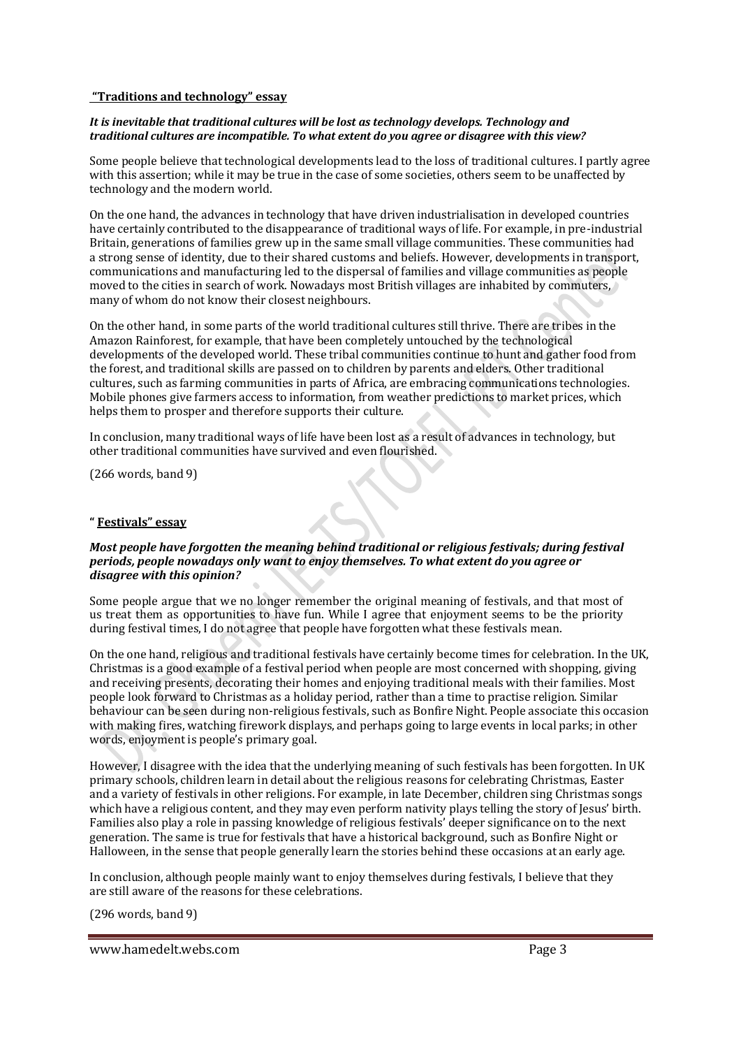**"Traditions and technology" essay**

***It is inevitable that traditional cultures will be lost as technology develops. Technology and traditional cultures are incompatible. To what extent do you agree or disagree with this view?***

Some people believe that technological developments lead to the loss of traditional cultures. I partly agree with this assertion; while it may be true in the case of some societies, others seem to be unaffected by technology and the modern world.

On the one hand, the advances in technology that have driven industrialisation in developed countries have certainly contributed to the disappearance of traditional ways of life. For example, in pre-industrial Britain, generations of families grew up in the same small village communities. These communities had a strong sense of identity, due to their shared customs and beliefs. However, developments in transport, communications and manufacturing led to the dispersal of families and village communities as people moved to the cities in search of work. Nowadays most British villages are inhabited by commuters, many of whom do not know their closest neighbours.

On the other hand, in some parts of the world traditional cultures still thrive. There are tribes in the Amazon Rainforest, for example, that have been completely untouched by the technological developments of the developed world. These tribal communities continue to hunt and gather food from the forest, and traditional skills are passed on to children by parents and elders. Other traditional cultures, such as farming communities in parts of Africa, are embracing communications technologies. Mobile phones give farmers access to information, from weather predictions to market prices, which helps them to prosper and therefore supports their culture.

In conclusion, many traditional ways of life have been lost as a result of advances in technology, but other traditional communities have survived and even flourished.

(266 words, band 9)

**" Festivals" essay**

***Most people have forgotten the meaning behind traditional or religious festivals; during festival periods, people nowadays only want to enjoy themselves. To what extent do you agree or disagree with this opinion?***

Some people argue that we no longer remember the original meaning of festivals, and that most of us treat them as opportunities to have fun. While I agree that enjoyment seems to be the priority during festival times, I do not agree that people have forgotten what these festivals mean.

On the one hand, religious and traditional festivals have certainly become times for celebration. In the UK, Christmas is a good example of a festival period when people are most concerned with shopping, giving and receiving presents, decorating their homes and enjoying traditional meals with their families. Most people look forward to Christmas as a holiday period, rather than a time to practise religion. Similar behaviour can be seen during non-religious festivals, such as Bonfire Night. People associate this occasion with making fires, watching firework displays, and perhaps going to large events in local parks; in other words, enjoyment is people's primary goal.

However, I disagree with the idea that the underlying meaning of such festivals has been forgotten. In UK primary schools, children learn in detail about the religious reasons for celebrating Christmas, Easter and a variety of festivals in other religions. For example, in late December, children sing Christmas songs which have a religious content, and they may even perform nativity plays telling the story of Jesus' birth. Families also play a role in passing knowledge of religious festivals' deeper significance on to the next generation. The same is true for festivals that have a historical background, such as Bonfire Night or Halloween, in the sense that people generally learn the stories behind these occasions at an early age.

In conclusion, although people mainly want to enjoy themselves during festivals, I believe that they are still aware of the reasons for these celebrations.

(296 words, band 9)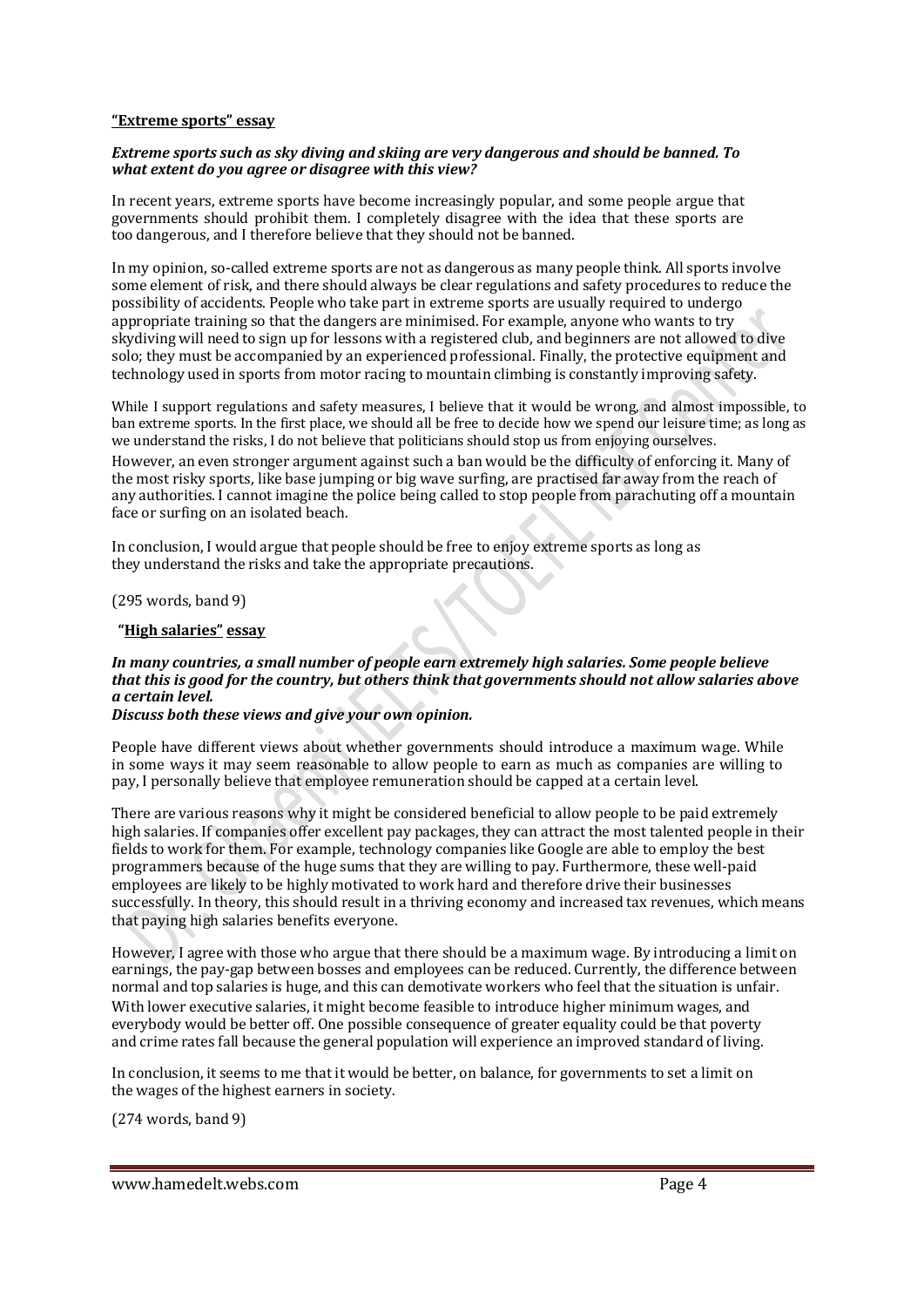**<u>"Extreme sports" essay</u>**

***Extreme sports such as sky diving and skiing are very dangerous and should be banned. To what extent do you agree or disagree with this view?***

In recent years, extreme sports have become increasingly popular, and some people argue that governments should prohibit them. I completely disagree with the idea that these sports are too dangerous, and I therefore believe that they should not be banned.

In my opinion, so-called extreme sports are not as dangerous as many people think. All sports involve some element of risk, and there should always be clear regulations and safety procedures to reduce the possibility of accidents. People who take part in extreme sports are usually required to undergo appropriate training so that the dangers are minimised. For example, anyone who wants to try skydiving will need to sign up for lessons with a registered club, and beginners are not allowed to dive solo; they must be accompanied by an experienced professional. Finally, the protective equipment and technology used in sports from motor racing to mountain climbing is constantly improving safety.

While I support regulations and safety measures, I believe that it would be wrong, and almost impossible, to ban extreme sports. In the first place, we should all be free to decide how we spend our leisure time; as long as we understand the risks, I do not believe that politicians should stop us from enjoying ourselves.

However, an even stronger argument against such a ban would be the difficulty of enforcing it. Many of the most risky sports, like base jumping or big wave surfing, are practised far away from the reach of any authorities. I cannot imagine the police being called to stop people from parachuting off a mountain face or surfing on an isolated beach.

In conclusion, I would argue that people should be free to enjoy extreme sports as long as they understand the risks and take the appropriate precautions.

(295 words, band 9)

**<u>"High salaries" essay</u>**

***In many countries, a small number of people earn extremely high salaries. Some people believe that this is good for the country, but others think that governments should not allow salaries above a certain level.***
***Discuss both these views and give your own opinion.***

People have different views about whether governments should introduce a maximum wage. While in some ways it may seem reasonable to allow people to earn as much as companies are willing to pay, I personally believe that employee remuneration should be capped at a certain level.

There are various reasons why it might be considered beneficial to allow people to be paid extremely high salaries. If companies offer excellent pay packages, they can attract the most talented people in their fields to work for them. For example, technology companies like Google are able to employ the best programmers because of the huge sums that they are willing to pay. Furthermore, these well-paid employees are likely to be highly motivated to work hard and therefore drive their businesses successfully. In theory, this should result in a thriving economy and increased tax revenues, which means that paying high salaries benefits everyone.

However, I agree with those who argue that there should be a maximum wage. By introducing a limit on earnings, the pay-gap between bosses and employees can be reduced. Currently, the difference between normal and top salaries is huge, and this can demotivate workers who feel that the situation is unfair. With lower executive salaries, it might become feasible to introduce higher minimum wages, and everybody would be better off. One possible consequence of greater equality could be that poverty and crime rates fall because the general population will experience an improved standard of living.

In conclusion, it seems to me that it would be better, on balance, for governments to set a limit on the wages of the highest earners in society.

(274 words, band 9)

www.hamedelt.webs.com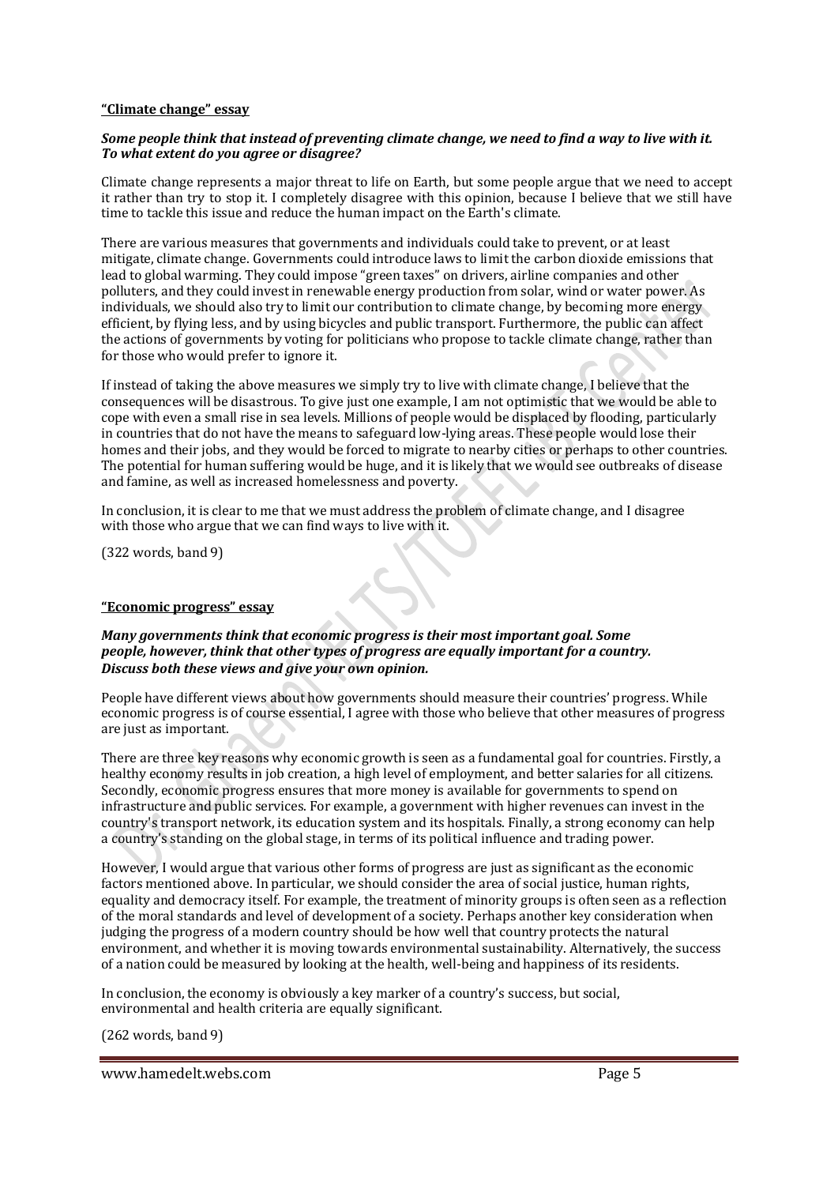**"Climate change" essay**

***Some people think that instead of preventing climate change, we need to find a way to live with it. To what extent do you agree or disagree?***

Climate change represents a major threat to life on Earth, but some people argue that we need to accept it rather than try to stop it. I completely disagree with this opinion, because I believe that we still have time to tackle this issue and reduce the human impact on the Earth's climate.

There are various measures that governments and individuals could take to prevent, or at least mitigate, climate change. Governments could introduce laws to limit the carbon dioxide emissions that lead to global warming. They could impose "green taxes" on drivers, airline companies and other polluters, and they could invest in renewable energy production from solar, wind or water power. As individuals, we should also try to limit our contribution to climate change, by becoming more energy efficient, by flying less, and by using bicycles and public transport. Furthermore, the public can affect the actions of governments by voting for politicians who propose to tackle climate change, rather than for those who would prefer to ignore it.

If instead of taking the above measures we simply try to live with climate change, I believe that the consequences will be disastrous. To give just one example, I am not optimistic that we would be able to cope with even a small rise in sea levels. Millions of people would be displaced by flooding, particularly in countries that do not have the means to safeguard low-lying areas. These people would lose their homes and their jobs, and they would be forced to migrate to nearby cities or perhaps to other countries. The potential for human suffering would be huge, and it is likely that we would see outbreaks of disease and famine, as well as increased homelessness and poverty.

In conclusion, it is clear to me that we must address the problem of climate change, and I disagree with those who argue that we can find ways to live with it.

(322 words, band 9)

**"Economic progress" essay**

***Many governments think that economic progress is their most important goal. Some people, however, think that other types of progress are equally important for a country. Discuss both these views and give your own opinion.***

People have different views about how governments should measure their countries' progress. While economic progress is of course essential, I agree with those who believe that other measures of progress are just as important.

There are three key reasons why economic growth is seen as a fundamental goal for countries. Firstly, a healthy economy results in job creation, a high level of employment, and better salaries for all citizens. Secondly, economic progress ensures that more money is available for governments to spend on infrastructure and public services. For example, a government with higher revenues can invest in the country's transport network, its education system and its hospitals. Finally, a strong economy can help a country's standing on the global stage, in terms of its political influence and trading power.

However, I would argue that various other forms of progress are just as significant as the economic factors mentioned above. In particular, we should consider the area of social justice, human rights, equality and democracy itself. For example, the treatment of minority groups is often seen as a reflection of the moral standards and level of development of a society. Perhaps another key consideration when judging the progress of a modern country should be how well that country protects the natural environment, and whether it is moving towards environmental sustainability. Alternatively, the success of a nation could be measured by looking at the health, well-being and happiness of its residents.

In conclusion, the economy is obviously a key marker of a country's success, but social, environmental and health criteria are equally significant.

(262 words, band 9)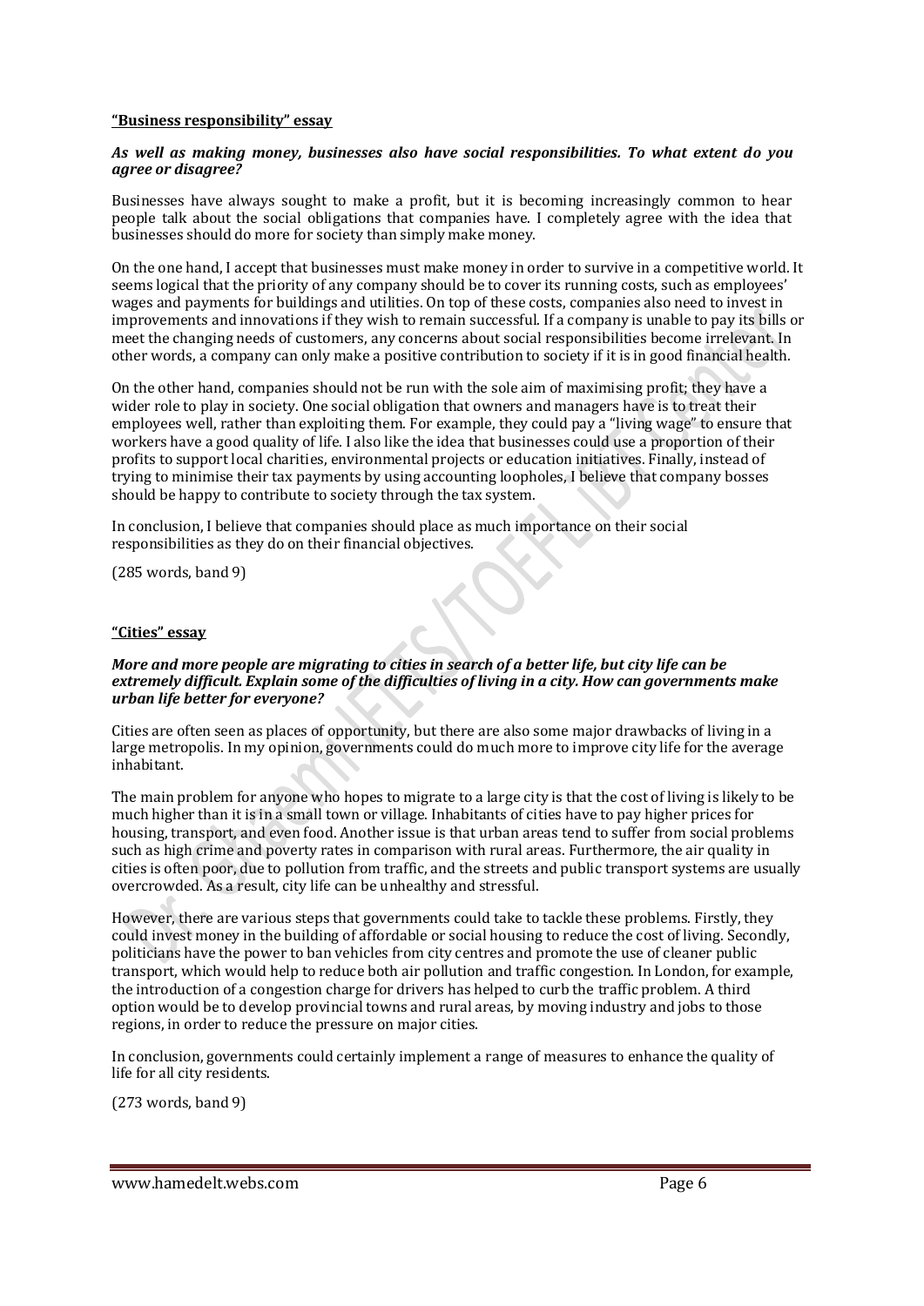**"Business responsibility" essay**

***As well as making money, businesses also have social responsibilities. To what extent do you agree or disagree?***

Businesses have always sought to make a profit, but it is becoming increasingly common to hear people talk about the social obligations that companies have. I completely agree with the idea that businesses should do more for society than simply make money.

On the one hand, I accept that businesses must make money in order to survive in a competitive world. It seems logical that the priority of any company should be to cover its running costs, such as employees' wages and payments for buildings and utilities. On top of these costs, companies also need to invest in improvements and innovations if they wish to remain successful. If a company is unable to pay its bills or meet the changing needs of customers, any concerns about social responsibilities become irrelevant. In other words, a company can only make a positive contribution to society if it is in good financial health.

On the other hand, companies should not be run with the sole aim of maximising profit; they have a wider role to play in society. One social obligation that owners and managers have is to treat their employees well, rather than exploiting them. For example, they could pay a "living wage" to ensure that workers have a good quality of life. I also like the idea that businesses could use a proportion of their profits to support local charities, environmental projects or education initiatives. Finally, instead of trying to minimise their tax payments by using accounting loopholes, I believe that company bosses should be happy to contribute to society through the tax system.

In conclusion, I believe that companies should place as much importance on their social responsibilities as they do on their financial objectives.

(285 words, band 9)

**"Cities" essay**

***More and more people are migrating to cities in search of a better life, but city life can be extremely difficult. Explain some of the difficulties of living in a city. How can governments make urban life better for everyone?***

Cities are often seen as places of opportunity, but there are also some major drawbacks of living in a large metropolis. In my opinion, governments could do much more to improve city life for the average inhabitant.

The main problem for anyone who hopes to migrate to a large city is that the cost of living is likely to be much higher than it is in a small town or village. Inhabitants of cities have to pay higher prices for housing, transport, and even food. Another issue is that urban areas tend to suffer from social problems such as high crime and poverty rates in comparison with rural areas. Furthermore, the air quality in cities is often poor, due to pollution from traffic, and the streets and public transport systems are usually overcrowded. As a result, city life can be unhealthy and stressful.

However, there are various steps that governments could take to tackle these problems. Firstly, they could invest money in the building of affordable or social housing to reduce the cost of living. Secondly, politicians have the power to ban vehicles from city centres and promote the use of cleaner public transport, which would help to reduce both air pollution and traffic congestion. In London, for example, the introduction of a congestion charge for drivers has helped to curb the traffic problem. A third option would be to develop provincial towns and rural areas, by moving industry and jobs to those regions, in order to reduce the pressure on major cities.

In conclusion, governments could certainly implement a range of measures to enhance the quality of life for all city residents.

(273 words, band 9)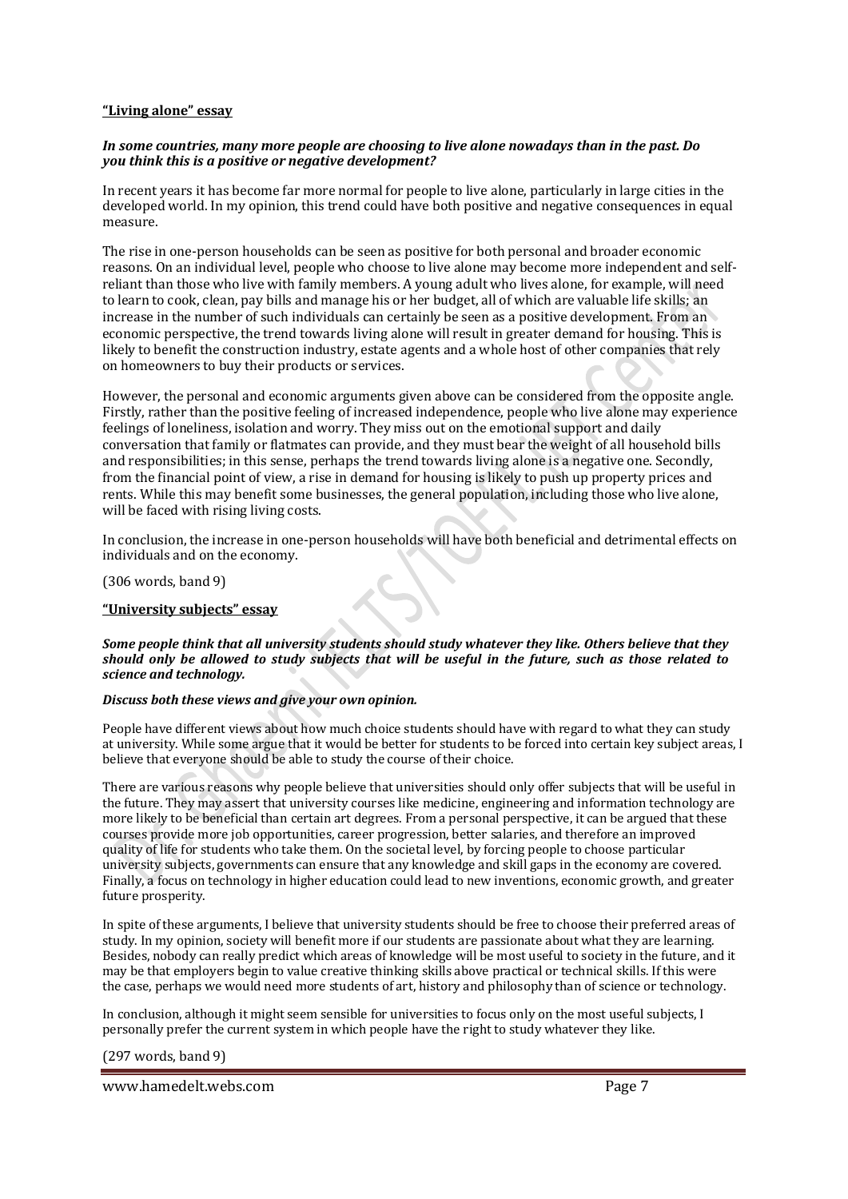**"Living alone" essay**

***In some countries, many more people are choosing to live alone nowadays than in the past. Do you think this is a positive or negative development?***

In recent years it has become far more normal for people to live alone, particularly in large cities in the developed world. In my opinion, this trend could have both positive and negative consequences in equal measure.

The rise in one-person households can be seen as positive for both personal and broader economic reasons. On an individual level, people who choose to live alone may become more independent and self-reliant than those who live with family members. A young adult who lives alone, for example, will need to learn to cook, clean, pay bills and manage his or her budget, all of which are valuable life skills; an increase in the number of such individuals can certainly be seen as a positive development. From an economic perspective, the trend towards living alone will result in greater demand for housing. This is likely to benefit the construction industry, estate agents and a whole host of other companies that rely on homeowners to buy their products or services.

However, the personal and economic arguments given above can be considered from the opposite angle. Firstly, rather than the positive feeling of increased independence, people who live alone may experience feelings of loneliness, isolation and worry. They miss out on the emotional support and daily conversation that family or flatmates can provide, and they must bear the weight of all household bills and responsibilities; in this sense, perhaps the trend towards living alone is a negative one. Secondly, from the financial point of view, a rise in demand for housing is likely to push up property prices and rents. While this may benefit some businesses, the general population, including those who live alone, will be faced with rising living costs.

In conclusion, the increase in one-person households will have both beneficial and detrimental effects on individuals and on the economy.

(306 words, band 9)

**"University subjects" essay**

***Some people think that all university students should study whatever they like. Others believe that they should only be allowed to study subjects that will be useful in the future, such as those related to science and technology.***

***Discuss both these views and give your own opinion.***

People have different views about how much choice students should have with regard to what they can study at university. While some argue that it would be better for students to be forced into certain key subject areas, I believe that everyone should be able to study the course of their choice.

There are various reasons why people believe that universities should only offer subjects that will be useful in the future. They may assert that university courses like medicine, engineering and information technology are more likely to be beneficial than certain art degrees. From a personal perspective, it can be argued that these courses provide more job opportunities, career progression, better salaries, and therefore an improved quality of life for students who take them. On the societal level, by forcing people to choose particular university subjects, governments can ensure that any knowledge and skill gaps in the economy are covered. Finally, a focus on technology in higher education could lead to new inventions, economic growth, and greater future prosperity.

In spite of these arguments, I believe that university students should be free to choose their preferred areas of study. In my opinion, society will benefit more if our students are passionate about what they are learning. Besides, nobody can really predict which areas of knowledge will be most useful to society in the future, and it may be that employers begin to value creative thinking skills above practical or technical skills. If this were the case, perhaps we would need more students of art, history and philosophy than of science or technology.

In conclusion, although it might seem sensible for universities to focus only on the most useful subjects, I personally prefer the current system in which people have the right to study whatever they like.

(297 words, band 9)

www.hamedelt.webs.com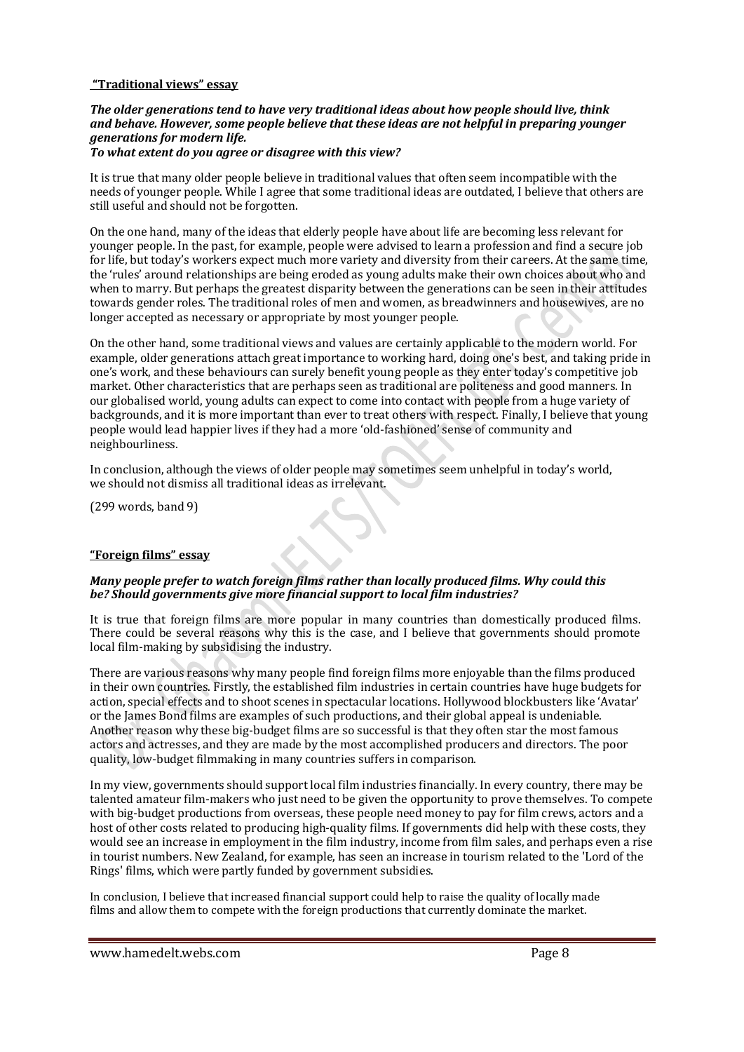**"Traditional views" essay**

***The older generations tend to have very traditional ideas about how people should live, think and behave. However, some people believe that these ideas are not helpful in preparing younger generations for modern life.***
***To what extent do you agree or disagree with this view?***

It is true that many older people believe in traditional values that often seem incompatible with the needs of younger people. While I agree that some traditional ideas are outdated, I believe that others are still useful and should not be forgotten.

On the one hand, many of the ideas that elderly people have about life are becoming less relevant for younger people. In the past, for example, people were advised to learn a profession and find a secure job for life, but today's workers expect much more variety and diversity from their careers. At the same time, the 'rules' around relationships are being eroded as young adults make their own choices about who and when to marry. But perhaps the greatest disparity between the generations can be seen in their attitudes towards gender roles. The traditional roles of men and women, as breadwinners and housewives, are no longer accepted as necessary or appropriate by most younger people.

On the other hand, some traditional views and values are certainly applicable to the modern world. For example, older generations attach great importance to working hard, doing one's best, and taking pride in one's work, and these behaviours can surely benefit young people as they enter today's competitive job market. Other characteristics that are perhaps seen as traditional are politeness and good manners. In our globalised world, young adults can expect to come into contact with people from a huge variety of backgrounds, and it is more important than ever to treat others with respect. Finally, I believe that young people would lead happier lives if they had a more 'old-fashioned' sense of community and neighbourliness.

In conclusion, although the views of older people may sometimes seem unhelpful in today's world, we should not dismiss all traditional ideas as irrelevant.

(299 words, band 9)

**"Foreign films" essay**

***Many people prefer to watch foreign films rather than locally produced films. Why could this be? Should governments give more financial support to local film industries?***

It is true that foreign films are more popular in many countries than domestically produced films. There could be several reasons why this is the case, and I believe that governments should promote local film-making by subsidising the industry.

There are various reasons why many people find foreign films more enjoyable than the films produced in their own countries. Firstly, the established film industries in certain countries have huge budgets for action, special effects and to shoot scenes in spectacular locations. Hollywood blockbusters like 'Avatar' or the James Bond films are examples of such productions, and their global appeal is undeniable. Another reason why these big-budget films are so successful is that they often star the most famous actors and actresses, and they are made by the most accomplished producers and directors. The poor quality, low-budget filmmaking in many countries suffers in comparison.

In my view, governments should support local film industries financially. In every country, there may be talented amateur film-makers who just need to be given the opportunity to prove themselves. To compete with big-budget productions from overseas, these people need money to pay for film crews, actors and a host of other costs related to producing high-quality films. If governments did help with these costs, they would see an increase in employment in the film industry, income from film sales, and perhaps even a rise in tourist numbers. New Zealand, for example, has seen an increase in tourism related to the 'Lord of the Rings' films, which were partly funded by government subsidies.

In conclusion, I believe that increased financial support could help to raise the quality of locally made films and allow them to compete with the foreign productions that currently dominate the market.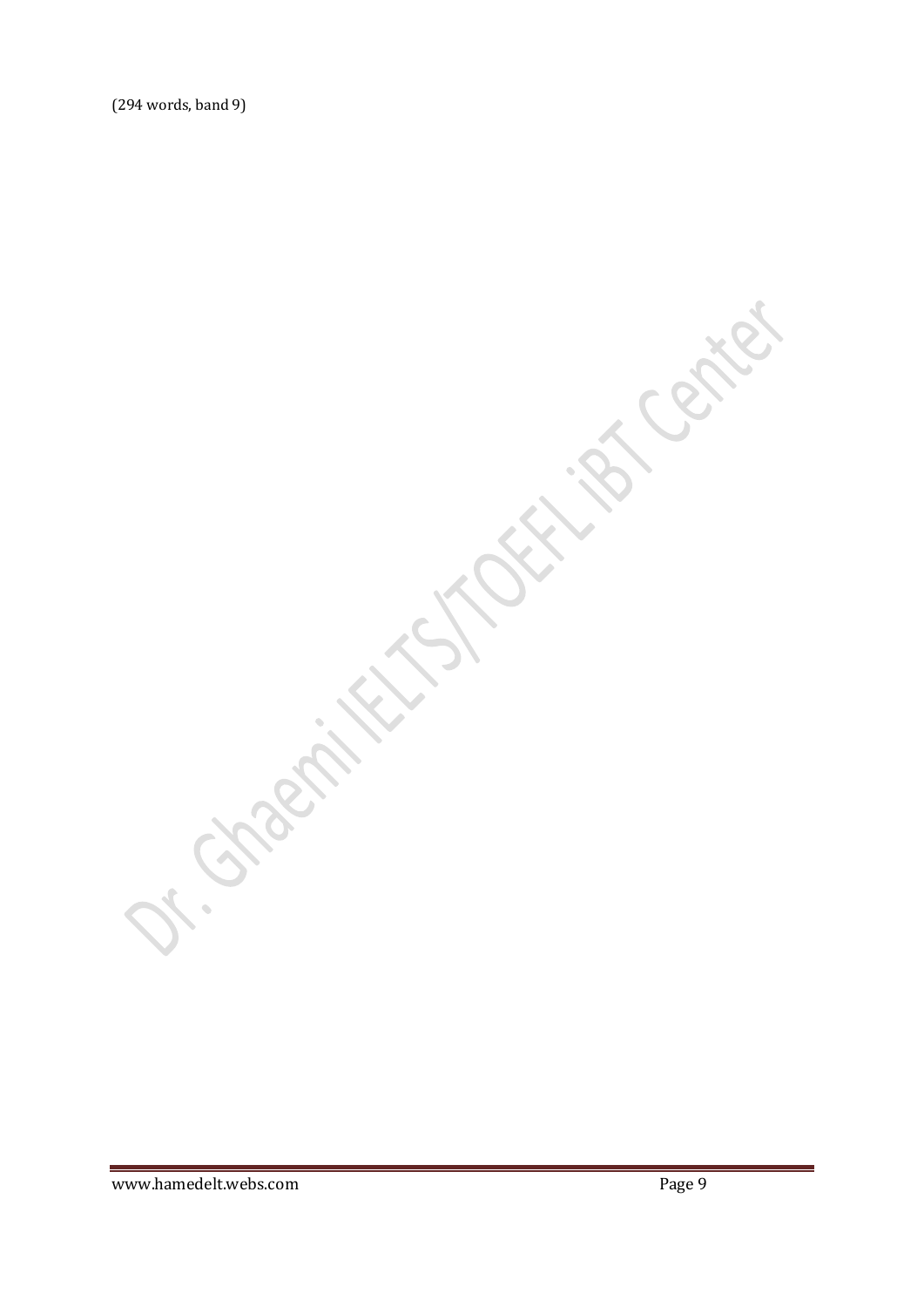(294 words, band 9)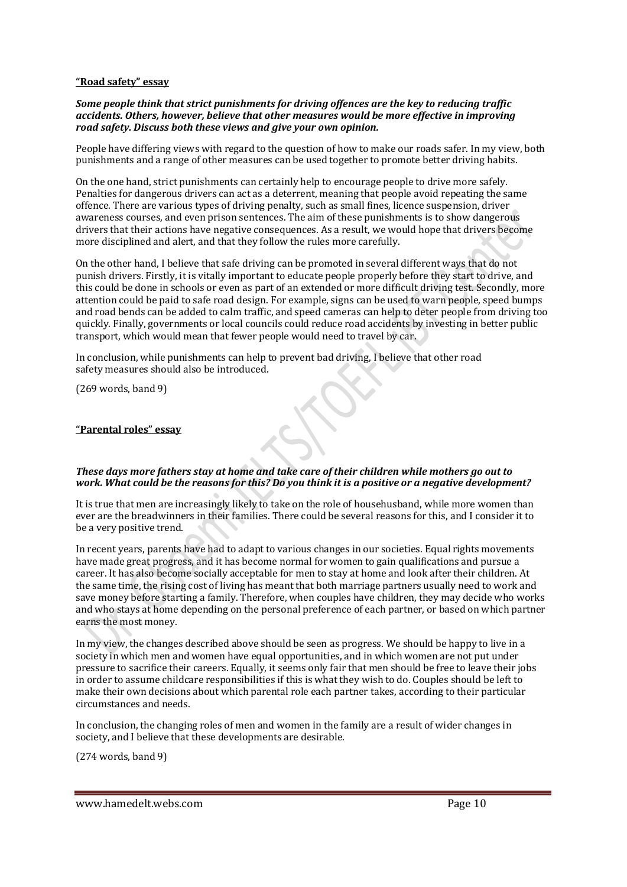**<u>"Road safety" essay</u>**

***Some people think that strict punishments for driving offences are the key to reducing traffic accidents. Others, however, believe that other measures would be more effective in improving road safety. Discuss both these views and give your own opinion.***

People have differing views with regard to the question of how to make our roads safer. In my view, both punishments and a range of other measures can be used together to promote better driving habits.

On the one hand, strict punishments can certainly help to encourage people to drive more safely. Penalties for dangerous drivers can act as a deterrent, meaning that people avoid repeating the same offence. There are various types of driving penalty, such as small fines, licence suspension, driver awareness courses, and even prison sentences. The aim of these punishments is to show dangerous drivers that their actions have negative consequences. As a result, we would hope that drivers become more disciplined and alert, and that they follow the rules more carefully.

On the other hand, I believe that safe driving can be promoted in several different ways that do not punish drivers. Firstly, it is vitally important to educate people properly before they start to drive, and this could be done in schools or even as part of an extended or more difficult driving test. Secondly, more attention could be paid to safe road design. For example, signs can be used to warn people, speed bumps and road bends can be added to calm traffic, and speed cameras can help to deter people from driving too quickly. Finally, governments or local councils could reduce road accidents by investing in better public transport, which would mean that fewer people would need to travel by car.

In conclusion, while punishments can help to prevent bad driving, I believe that other road safety measures should also be introduced.

(269 words, band 9)

**<u>"Parental roles" essay</u>**

***These days more fathers stay at home and take care of their children while mothers go out to work. What could be the reasons for this? Do you think it is a positive or a negative development?***

It is true that men are increasingly likely to take on the role of househusband, while more women than ever are the breadwinners in their families. There could be several reasons for this, and I consider it to be a very positive trend.

In recent years, parents have had to adapt to various changes in our societies. Equal rights movements have made great progress, and it has become normal for women to gain qualifications and pursue a career. It has also become socially acceptable for men to stay at home and look after their children. At the same time, the rising cost of living has meant that both marriage partners usually need to work and save money before starting a family. Therefore, when couples have children, they may decide who works and who stays at home depending on the personal preference of each partner, or based on which partner earns the most money.

In my view, the changes described above should be seen as progress. We should be happy to live in a society in which men and women have equal opportunities, and in which women are not put under pressure to sacrifice their careers. Equally, it seems only fair that men should be free to leave their jobs in order to assume childcare responsibilities if this is what they wish to do. Couples should be left to make their own decisions about which parental role each partner takes, according to their particular circumstances and needs.

In conclusion, the changing roles of men and women in the family are a result of wider changes in society, and I believe that these developments are desirable.

(274 words, band 9)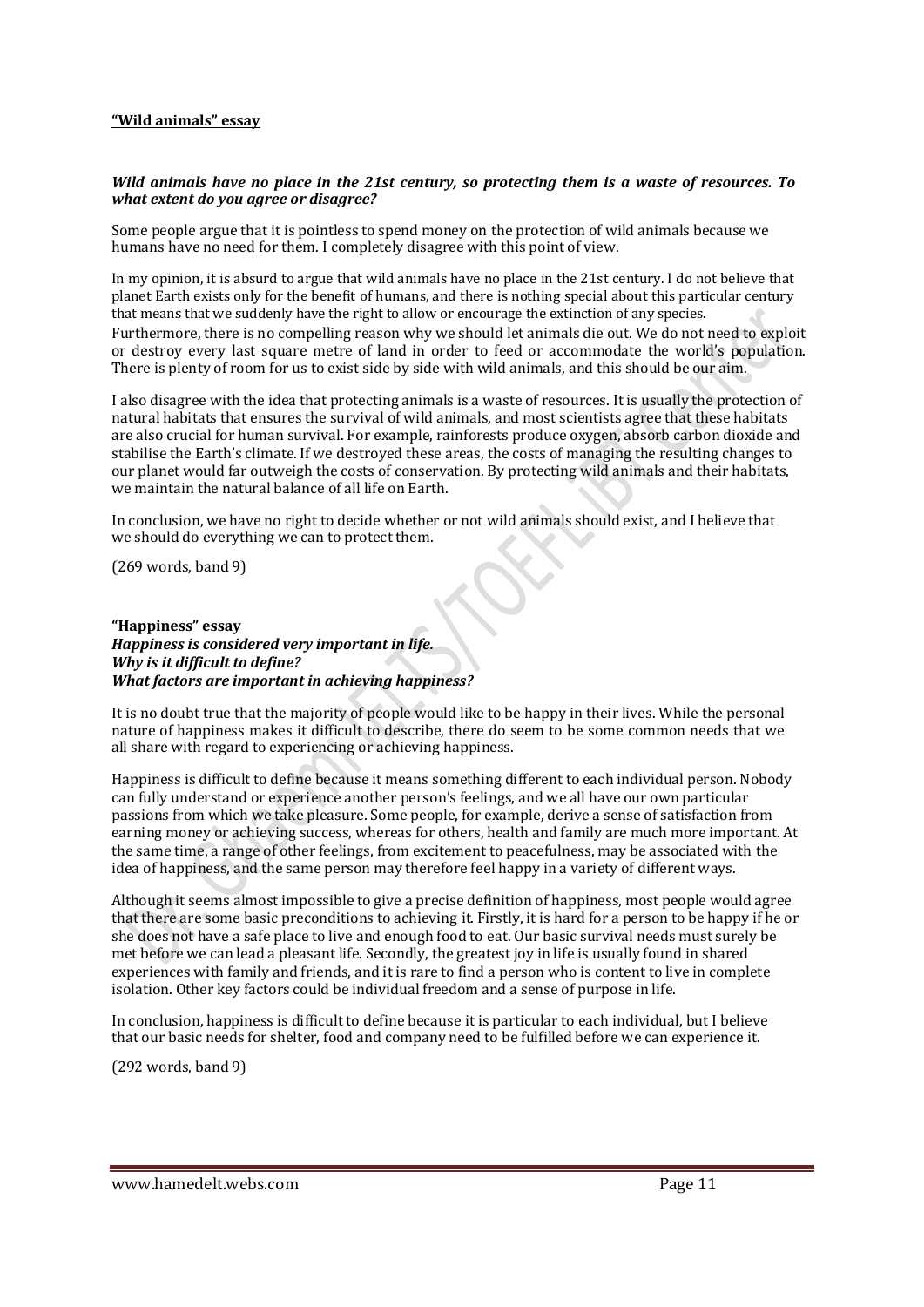**<u>"Wild animals" essay</u>**

***Wild animals have no place in the 21st century, so protecting them is a waste of resources. To what extent do you agree or disagree?***

Some people argue that it is pointless to spend money on the protection of wild animals because we humans have no need for them. I completely disagree with this point of view.

In my opinion, it is absurd to argue that wild animals have no place in the 21st century. I do not believe that planet Earth exists only for the benefit of humans, and there is nothing special about this particular century that means that we suddenly have the right to allow or encourage the extinction of any species. Furthermore, there is no compelling reason why we should let animals die out. We do not need to exploit or destroy every last square metre of land in order to feed or accommodate the world's population. There is plenty of room for us to exist side by side with wild animals, and this should be our aim.

I also disagree with the idea that protecting animals is a waste of resources. It is usually the protection of natural habitats that ensures the survival of wild animals, and most scientists agree that these habitats are also crucial for human survival. For example, rainforests produce oxygen, absorb carbon dioxide and stabilise the Earth's climate. If we destroyed these areas, the costs of managing the resulting changes to our planet would far outweigh the costs of conservation. By protecting wild animals and their habitats, we maintain the natural balance of all life on Earth.

In conclusion, we have no right to decide whether or not wild animals should exist, and I believe that we should do everything we can to protect them.

(269 words, band 9)

**<u>"Happiness" essay</u>**

***Happiness is considered very important in life.***
***Why is it difficult to define?***
***What factors are important in achieving happiness?***

It is no doubt true that the majority of people would like to be happy in their lives. While the personal nature of happiness makes it difficult to describe, there do seem to be some common needs that we all share with regard to experiencing or achieving happiness.

Happiness is difficult to define because it means something different to each individual person. Nobody can fully understand or experience another person's feelings, and we all have our own particular passions from which we take pleasure. Some people, for example, derive a sense of satisfaction from earning money or achieving success, whereas for others, health and family are much more important. At the same time, a range of other feelings, from excitement to peacefulness, may be associated with the idea of happiness, and the same person may therefore feel happy in a variety of different ways.

Although it seems almost impossible to give a precise definition of happiness, most people would agree that there are some basic preconditions to achieving it. Firstly, it is hard for a person to be happy if he or she does not have a safe place to live and enough food to eat. Our basic survival needs must surely be met before we can lead a pleasant life. Secondly, the greatest joy in life is usually found in shared experiences with family and friends, and it is rare to find a person who is content to live in complete isolation. Other key factors could be individual freedom and a sense of purpose in life.

In conclusion, happiness is difficult to define because it is particular to each individual, but I believe that our basic needs for shelter, food and company need to be fulfilled before we can experience it.

(292 words, band 9)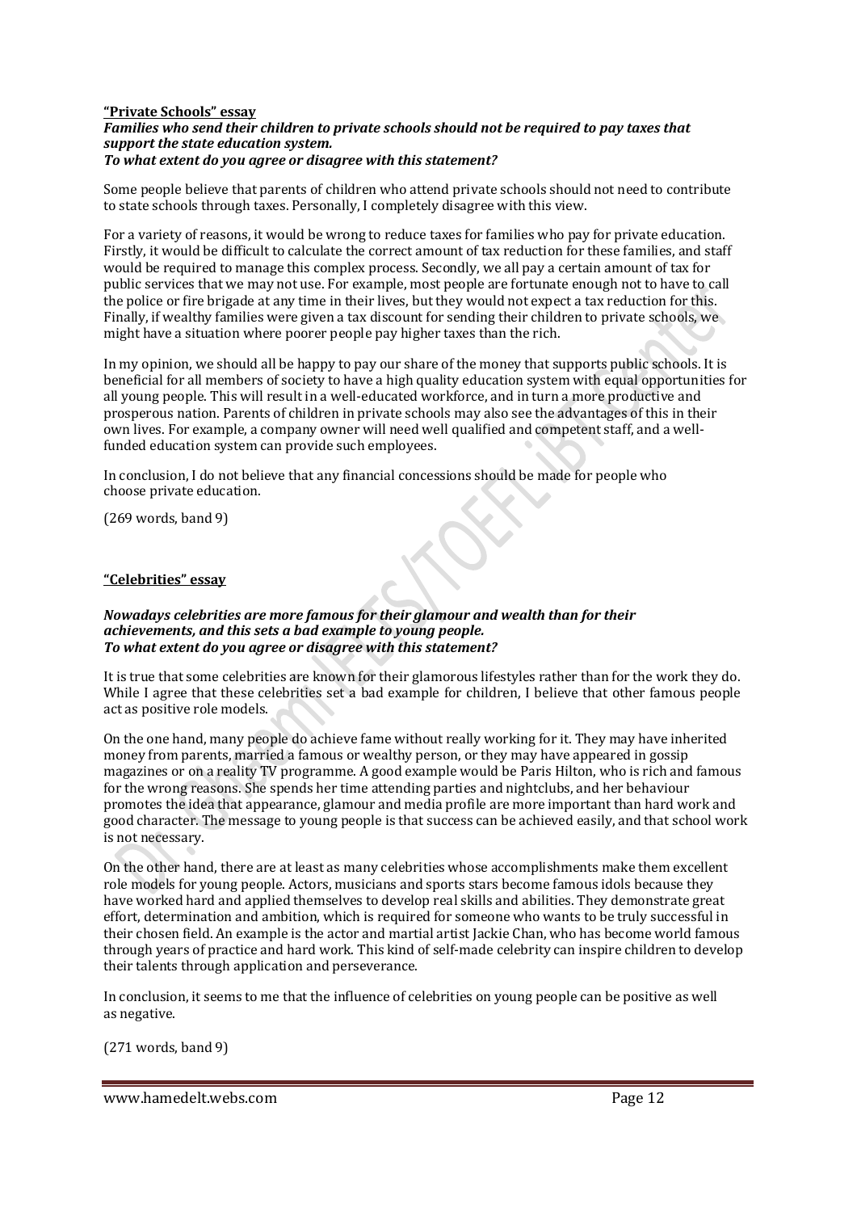**"Private Schools" essay**

***Families who send their children to private schools should not be required to pay taxes that support the state education system.***
***To what extent do you agree or disagree with this statement?***

Some people believe that parents of children who attend private schools should not need to contribute to state schools through taxes. Personally, I completely disagree with this view.

For a variety of reasons, it would be wrong to reduce taxes for families who pay for private education. Firstly, it would be difficult to calculate the correct amount of tax reduction for these families, and staff would be required to manage this complex process. Secondly, we all pay a certain amount of tax for public services that we may not use. For example, most people are fortunate enough not to have to call the police or fire brigade at any time in their lives, but they would not expect a tax reduction for this. Finally, if wealthy families were given a tax discount for sending their children to private schools, we might have a situation where poorer people pay higher taxes than the rich.

In my opinion, we should all be happy to pay our share of the money that supports public schools. It is beneficial for all members of society to have a high quality education system with equal opportunities for all young people. This will result in a well-educated workforce, and in turn a more productive and prosperous nation. Parents of children in private schools may also see the advantages of this in their own lives. For example, a company owner will need well qualified and competent staff, and a well-funded education system can provide such employees.

In conclusion, I do not believe that any financial concessions should be made for people who choose private education.

(269 words, band 9)

**"Celebrities" essay**

***Nowadays celebrities are more famous for their glamour and wealth than for their achievements, and this sets a bad example to young people.***
***To what extent do you agree or disagree with this statement?***

It is true that some celebrities are known for their glamorous lifestyles rather than for the work they do. While I agree that these celebrities set a bad example for children, I believe that other famous people act as positive role models.

On the one hand, many people do achieve fame without really working for it. They may have inherited money from parents, married a famous or wealthy person, or they may have appeared in gossip magazines or on a reality TV programme. A good example would be Paris Hilton, who is rich and famous for the wrong reasons. She spends her time attending parties and nightclubs, and her behaviour promotes the idea that appearance, glamour and media profile are more important than hard work and good character. The message to young people is that success can be achieved easily, and that school work is not necessary.

On the other hand, there are at least as many celebrities whose accomplishments make them excellent role models for young people. Actors, musicians and sports stars become famous idols because they have worked hard and applied themselves to develop real skills and abilities. They demonstrate great effort, determination and ambition, which is required for someone who wants to be truly successful in their chosen field. An example is the actor and martial artist Jackie Chan, who has become world famous through years of practice and hard work. This kind of self-made celebrity can inspire children to develop their talents through application and perseverance.

In conclusion, it seems to me that the influence of celebrities on young people can be positive as well as negative.

(271 words, band 9)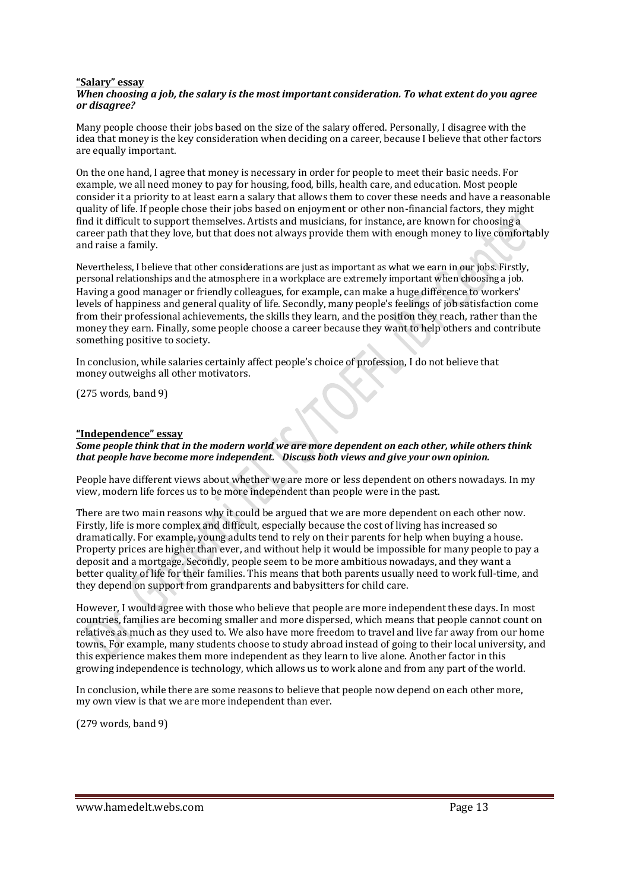**"Salary" essay**

***When choosing a job, the salary is the most important consideration. To what extent do you agree or disagree?***

Many people choose their jobs based on the size of the salary offered. Personally, I disagree with the idea that money is the key consideration when deciding on a career, because I believe that other factors are equally important.

On the one hand, I agree that money is necessary in order for people to meet their basic needs. For example, we all need money to pay for housing, food, bills, health care, and education. Most people consider it a priority to at least earn a salary that allows them to cover these needs and have a reasonable quality of life. If people chose their jobs based on enjoyment or other non-financial factors, they might find it difficult to support themselves. Artists and musicians, for instance, are known for choosing a career path that they love, but that does not always provide them with enough money to live comfortably and raise a family.

Nevertheless, I believe that other considerations are just as important as what we earn in our jobs. Firstly, personal relationships and the atmosphere in a workplace are extremely important when choosing a job. Having a good manager or friendly colleagues, for example, can make a huge difference to workers' levels of happiness and general quality of life. Secondly, many people's feelings of job satisfaction come from their professional achievements, the skills they learn, and the position they reach, rather than the money they earn. Finally, some people choose a career because they want to help others and contribute something positive to society.

In conclusion, while salaries certainly affect people's choice of profession, I do not believe that money outweighs all other motivators.

(275 words, band 9)

**"Independence" essay**

***Some people think that in the modern world we are more dependent on each other, while others think that people have become more independent. Discuss both views and give your own opinion.***

People have different views about whether we are more or less dependent on others nowadays. In my view, modern life forces us to be more independent than people were in the past.

There are two main reasons why it could be argued that we are more dependent on each other now. Firstly, life is more complex and difficult, especially because the cost of living has increased so dramatically. For example, young adults tend to rely on their parents for help when buying a house. Property prices are higher than ever, and without help it would be impossible for many people to pay a deposit and a mortgage. Secondly, people seem to be more ambitious nowadays, and they want a better quality of life for their families. This means that both parents usually need to work full-time, and they depend on support from grandparents and babysitters for child care.

However, I would agree with those who believe that people are more independent these days. In most countries, families are becoming smaller and more dispersed, which means that people cannot count on relatives as much as they used to. We also have more freedom to travel and live far away from our home towns. For example, many students choose to study abroad instead of going to their local university, and this experience makes them more independent as they learn to live alone. Another factor in this growing independence is technology, which allows us to work alone and from any part of the world.

In conclusion, while there are some reasons to believe that people now depend on each other more, my own view is that we are more independent than ever.

(279 words, band 9)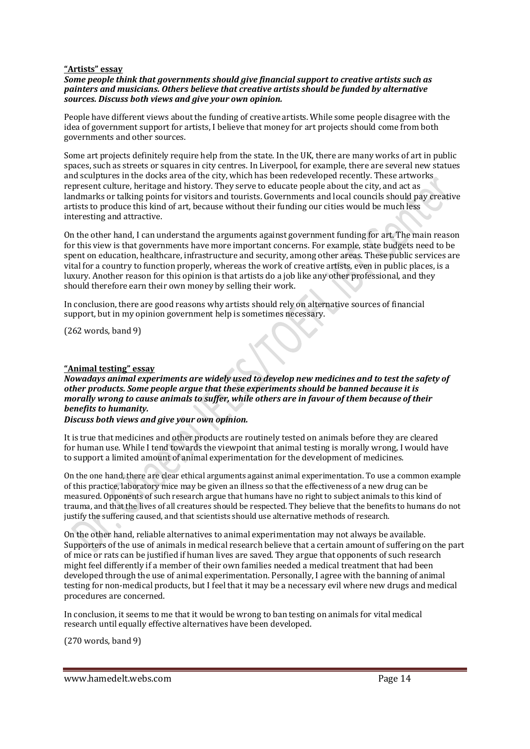**"Artists" essay**

***Some people think that governments should give financial support to creative artists such as painters and musicians. Others believe that creative artists should be funded by alternative sources. Discuss both views and give your own opinion.***

People have different views about the funding of creative artists. While some people disagree with the idea of government support for artists, I believe that money for art projects should come from both governments and other sources.

Some art projects definitely require help from the state. In the UK, there are many works of art in public spaces, such as streets or squares in city centres. In Liverpool, for example, there are several new statues and sculptures in the docks area of the city, which has been redeveloped recently. These artworks represent culture, heritage and history. They serve to educate people about the city, and act as landmarks or talking points for visitors and tourists. Governments and local councils should pay creative artists to produce this kind of art, because without their funding our cities would be much less interesting and attractive.

On the other hand, I can understand the arguments against government funding for art. The main reason for this view is that governments have more important concerns. For example, state budgets need to be spent on education, healthcare, infrastructure and security, among other areas. These public services are vital for a country to function properly, whereas the work of creative artists, even in public places, is a luxury. Another reason for this opinion is that artists do a job like any other professional, and they should therefore earn their own money by selling their work.

In conclusion, there are good reasons why artists should rely on alternative sources of financial support, but in my opinion government help is sometimes necessary.

(262 words, band 9)

**"Animal testing" essay**

***Nowadays animal experiments are widely used to develop new medicines and to test the safety of other products. Some people argue that these experiments should be banned because it is morally wrong to cause animals to suffer, while others are in favour of them because of their benefits to humanity.***
***Discuss both views and give your own opinion.***

It is true that medicines and other products are routinely tested on animals before they are cleared for human use. While I tend towards the viewpoint that animal testing is morally wrong, I would have to support a limited amount of animal experimentation for the development of medicines.

On the one hand, there are clear ethical arguments against animal experimentation. To use a common example of this practice, laboratory mice may be given an illness so that the effectiveness of a new drug can be measured. Opponents of such research argue that humans have no right to subject animals to this kind of trauma, and that the lives of all creatures should be respected. They believe that the benefits to humans do not justify the suffering caused, and that scientists should use alternative methods of research.

On the other hand, reliable alternatives to animal experimentation may not always be available. Supporters of the use of animals in medical research believe that a certain amount of suffering on the part of mice or rats can be justified if human lives are saved. They argue that opponents of such research might feel differently if a member of their own families needed a medical treatment that had been developed through the use of animal experimentation. Personally, I agree with the banning of animal testing for non-medical products, but I feel that it may be a necessary evil where new drugs and medical procedures are concerned.

In conclusion, it seems to me that it would be wrong to ban testing on animals for vital medical research until equally effective alternatives have been developed.

(270 words, band 9)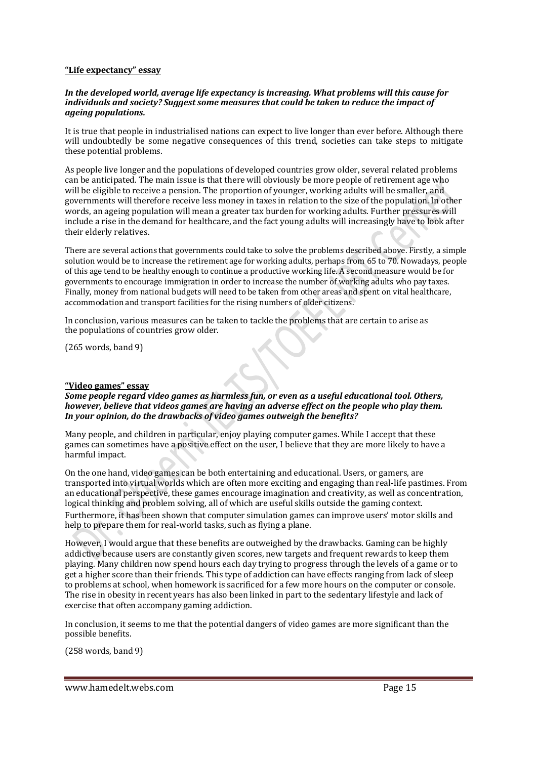**<u>"Life expectancy" essay</u>**

***In the developed world, average life expectancy is increasing. What problems will this cause for individuals and society? Suggest some measures that could be taken to reduce the impact of ageing populations.***

It is true that people in industrialised nations can expect to live longer than ever before. Although there will undoubtedly be some negative consequences of this trend, societies can take steps to mitigate these potential problems.

As people live longer and the populations of developed countries grow older, several related problems can be anticipated. The main issue is that there will obviously be more people of retirement age who will be eligible to receive a pension. The proportion of younger, working adults will be smaller, and governments will therefore receive less money in taxes in relation to the size of the population. In other words, an ageing population will mean a greater tax burden for working adults. Further pressures will include a rise in the demand for healthcare, and the fact young adults will increasingly have to look after their elderly relatives.

There are several actions that governments could take to solve the problems described above. Firstly, a simple solution would be to increase the retirement age for working adults, perhaps from 65 to 70. Nowadays, people of this age tend to be healthy enough to continue a productive working life. A second measure would be for governments to encourage immigration in order to increase the number of working adults who pay taxes. Finally, money from national budgets will need to be taken from other areas and spent on vital healthcare, accommodation and transport facilities for the rising numbers of older citizens.

In conclusion, various measures can be taken to tackle the problems that are certain to arise as the populations of countries grow older.

(265 words, band 9)

**<u>"Video games" essay</u>**

***Some people regard video games as harmless fun, or even as a useful educational tool. Others, however, believe that videos games are having an adverse effect on the people who play them. In your opinion, do the drawbacks of video games outweigh the benefits?***

Many people, and children in particular, enjoy playing computer games. While I accept that these games can sometimes have a positive effect on the user, I believe that they are more likely to have a harmful impact.

On the one hand, video games can be both entertaining and educational. Users, or gamers, are transported into virtual worlds which are often more exciting and engaging than real-life pastimes. From an educational perspective, these games encourage imagination and creativity, as well as concentration, logical thinking and problem solving, all of which are useful skills outside the gaming context. Furthermore, it has been shown that computer simulation games can improve users' motor skills and help to prepare them for real-world tasks, such as flying a plane.

However, I would argue that these benefits are outweighed by the drawbacks. Gaming can be highly addictive because users are constantly given scores, new targets and frequent rewards to keep them playing. Many children now spend hours each day trying to progress through the levels of a game or to get a higher score than their friends. This type of addiction can have effects ranging from lack of sleep to problems at school, when homework is sacrificed for a few more hours on the computer or console. The rise in obesity in recent years has also been linked in part to the sedentary lifestyle and lack of exercise that often accompany gaming addiction.

In conclusion, it seems to me that the potential dangers of video games are more significant than the possible benefits.

(258 words, band 9)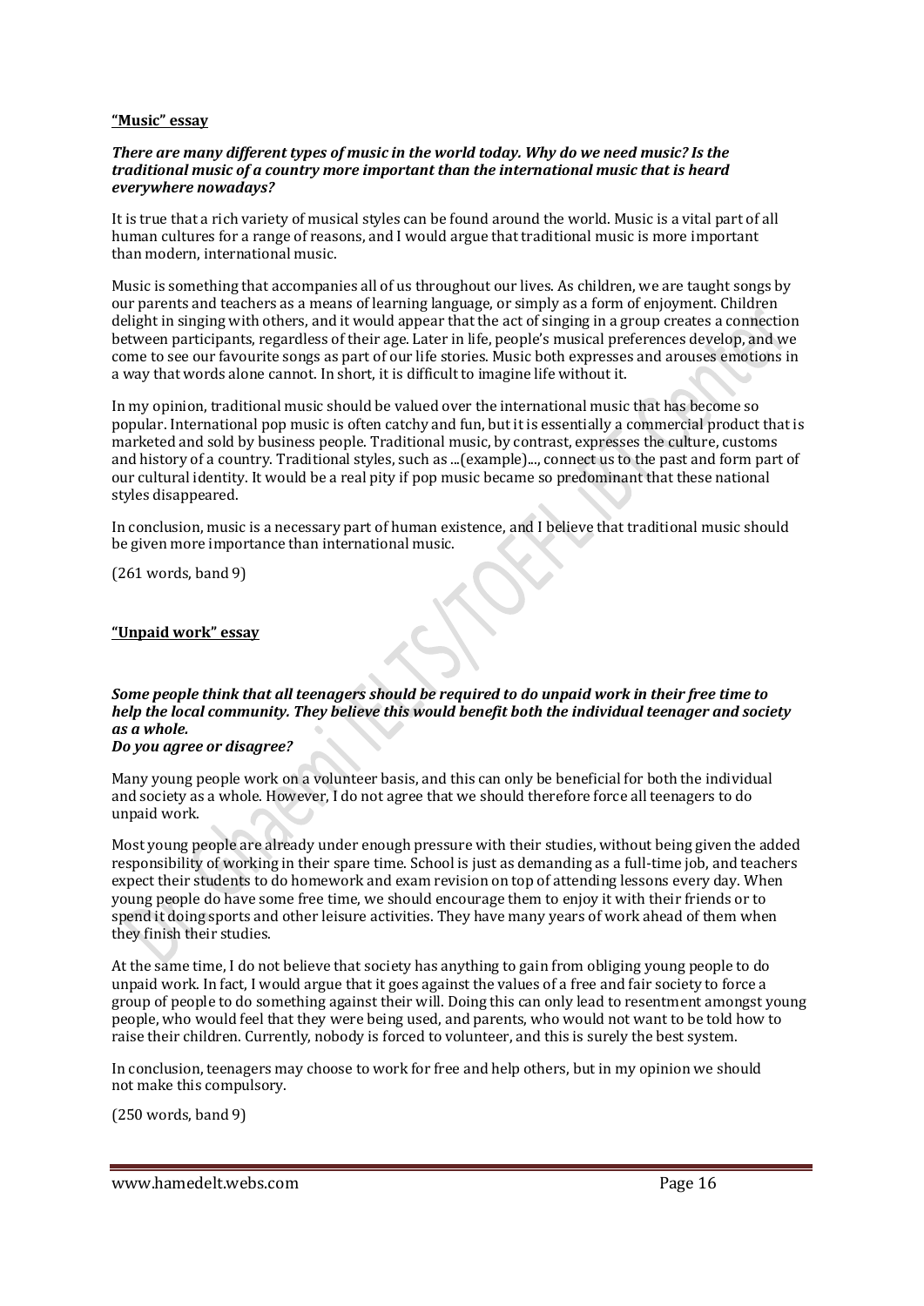**"Music" essay**

***There are many different types of music in the world today. Why do we need music? Is the traditional music of a country more important than the international music that is heard everywhere nowadays?***

It is true that a rich variety of musical styles can be found around the world. Music is a vital part of all human cultures for a range of reasons, and I would argue that traditional music is more important than modern, international music.

Music is something that accompanies all of us throughout our lives. As children, we are taught songs by our parents and teachers as a means of learning language, or simply as a form of enjoyment. Children delight in singing with others, and it would appear that the act of singing in a group creates a connection between participants, regardless of their age. Later in life, people's musical preferences develop, and we come to see our favourite songs as part of our life stories. Music both expresses and arouses emotions in a way that words alone cannot. In short, it is difficult to imagine life without it.

In my opinion, traditional music should be valued over the international music that has become so popular. International pop music is often catchy and fun, but it is essentially a commercial product that is marketed and sold by business people. Traditional music, by contrast, expresses the culture, customs and history of a country. Traditional styles, such as ...(example)..., connect us to the past and form part of our cultural identity. It would be a real pity if pop music became so predominant that these national styles disappeared.

In conclusion, music is a necessary part of human existence, and I believe that traditional music should be given more importance than international music.

(261 words, band 9)

**"Unpaid work" essay**

***Some people think that all teenagers should be required to do unpaid work in their free time to help the local community. They believe this would benefit both the individual teenager and society as a whole.***
***Do you agree or disagree?***

Many young people work on a volunteer basis, and this can only be beneficial for both the individual and society as a whole. However, I do not agree that we should therefore force all teenagers to do unpaid work.

Most young people are already under enough pressure with their studies, without being given the added responsibility of working in their spare time. School is just as demanding as a full-time job, and teachers expect their students to do homework and exam revision on top of attending lessons every day. When young people do have some free time, we should encourage them to enjoy it with their friends or to spend it doing sports and other leisure activities. They have many years of work ahead of them when they finish their studies.

At the same time, I do not believe that society has anything to gain from obliging young people to do unpaid work. In fact, I would argue that it goes against the values of a free and fair society to force a group of people to do something against their will. Doing this can only lead to resentment amongst young people, who would feel that they were being used, and parents, who would not want to be told how to raise their children. Currently, nobody is forced to volunteer, and this is surely the best system.

In conclusion, teenagers may choose to work for free and help others, but in my opinion we should not make this compulsory.

(250 words, band 9)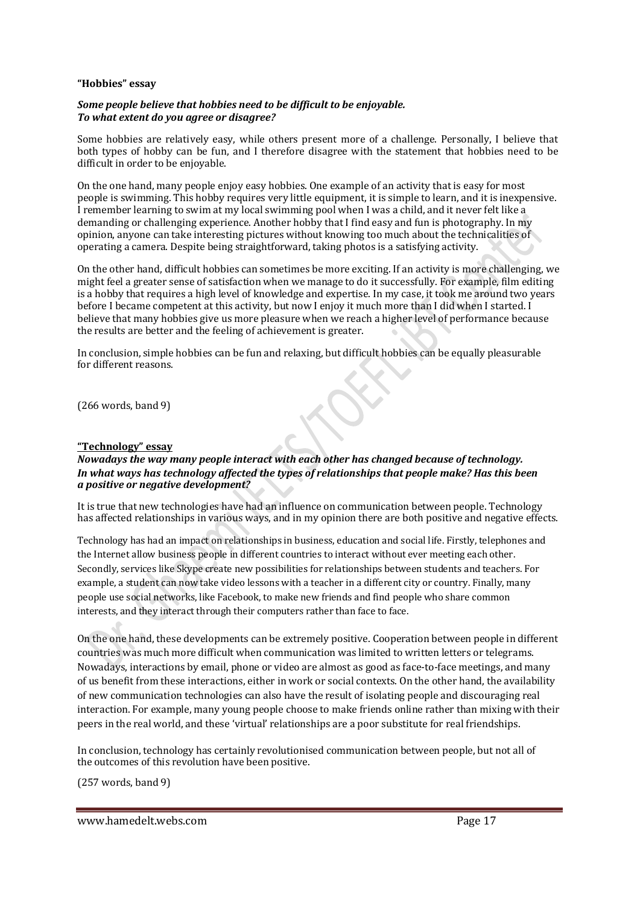**“Hobbies” essay**

***Some people believe that hobbies need to be difficult to be enjoyable.***
***To what extent do you agree or disagree?***

Some hobbies are relatively easy, while others present more of a challenge. Personally, I believe that both types of hobby can be fun, and I therefore disagree with the statement that hobbies need to be difficult in order to be enjoyable.

On the one hand, many people enjoy easy hobbies. One example of an activity that is easy for most people is swimming. This hobby requires very little equipment, it is simple to learn, and it is inexpensive. I remember learning to swim at my local swimming pool when I was a child, and it never felt like a demanding or challenging experience. Another hobby that I find easy and fun is photography. In my opinion, anyone can take interesting pictures without knowing too much about the technicalities of operating a camera. Despite being straightforward, taking photos is a satisfying activity.

On the other hand, difficult hobbies can sometimes be more exciting. If an activity is more challenging, we might feel a greater sense of satisfaction when we manage to do it successfully. For example, film editing is a hobby that requires a high level of knowledge and expertise. In my case, it took me around two years before I became competent at this activity, but now I enjoy it much more than I did when I started. I believe that many hobbies give us more pleasure when we reach a higher level of performance because the results are better and the feeling of achievement is greater.

In conclusion, simple hobbies can be fun and relaxing, but difficult hobbies can be equally pleasurable for different reasons.

(266 words, band 9)

**“Technology” essay**

***Nowadays the way many people interact with each other has changed because of technology.***
***In what ways has technology affected the types of relationships that people make? Has this been a positive or negative development?***

It is true that new technologies have had an influence on communication between people. Technology has affected relationships in various ways, and in my opinion there are both positive and negative effects.

Technology has had an impact on relationships in business, education and social life. Firstly, telephones and the Internet allow business people in different countries to interact without ever meeting each other. Secondly, services like Skype create new possibilities for relationships between students and teachers. For example, a student can now take video lessons with a teacher in a different city or country. Finally, many people use social networks, like Facebook, to make new friends and find people who share common interests, and they interact through their computers rather than face to face.

On the one hand, these developments can be extremely positive. Cooperation between people in different countries was much more difficult when communication was limited to written letters or telegrams. Nowadays, interactions by email, phone or video are almost as good as face-to-face meetings, and many of us benefit from these interactions, either in work or social contexts. On the other hand, the availability of new communication technologies can also have the result of isolating people and discouraging real interaction. For example, many young people choose to make friends online rather than mixing with their peers in the real world, and these ‘virtual’ relationships are a poor substitute for real friendships.

In conclusion, technology has certainly revolutionised communication between people, but not all of the outcomes of this revolution have been positive.

(257 words, band 9)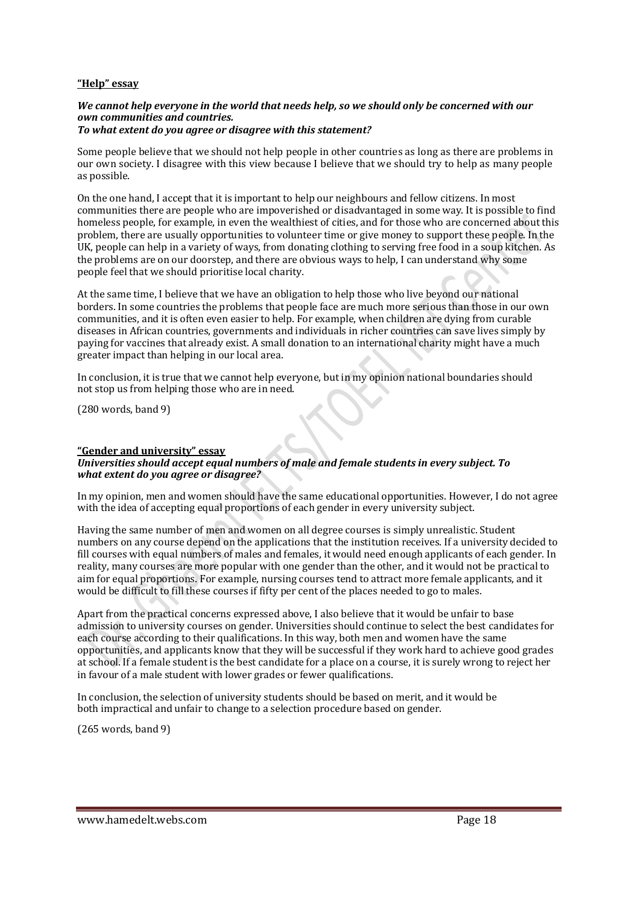**"Help" essay**

***We cannot help everyone in the world that needs help, so we should only be concerned with our own communities and countries.***
***To what extent do you agree or disagree with this statement?***

Some people believe that we should not help people in other countries as long as there are problems in our own society. I disagree with this view because I believe that we should try to help as many people as possible.

On the one hand, I accept that it is important to help our neighbours and fellow citizens. In most communities there are people who are impoverished or disadvantaged in some way. It is possible to find homeless people, for example, in even the wealthiest of cities, and for those who are concerned about this problem, there are usually opportunities to volunteer time or give money to support these people. In the UK, people can help in a variety of ways, from donating clothing to serving free food in a soup kitchen. As the problems are on our doorstep, and there are obvious ways to help, I can understand why some people feel that we should prioritise local charity.

At the same time, I believe that we have an obligation to help those who live beyond our national borders. In some countries the problems that people face are much more serious than those in our own communities, and it is often even easier to help. For example, when children are dying from curable diseases in African countries, governments and individuals in richer countries can save lives simply by paying for vaccines that already exist. A small donation to an international charity might have a much greater impact than helping in our local area.

In conclusion, it is true that we cannot help everyone, but in my opinion national boundaries should not stop us from helping those who are in need.

(280 words, band 9)

**"Gender and university" essay**
***Universities should accept equal numbers of male and female students in every subject. To what extent do you agree or disagree?***

In my opinion, men and women should have the same educational opportunities. However, I do not agree with the idea of accepting equal proportions of each gender in every university subject.

Having the same number of men and women on all degree courses is simply unrealistic. Student numbers on any course depend on the applications that the institution receives. If a university decided to fill courses with equal numbers of males and females, it would need enough applicants of each gender. In reality, many courses are more popular with one gender than the other, and it would not be practical to aim for equal proportions. For example, nursing courses tend to attract more female applicants, and it would be difficult to fill these courses if fifty per cent of the places needed to go to males.

Apart from the practical concerns expressed above, I also believe that it would be unfair to base admission to university courses on gender. Universities should continue to select the best candidates for each course according to their qualifications. In this way, both men and women have the same opportunities, and applicants know that they will be successful if they work hard to achieve good grades at school. If a female student is the best candidate for a place on a course, it is surely wrong to reject her in favour of a male student with lower grades or fewer qualifications.

In conclusion, the selection of university students should be based on merit, and it would be both impractical and unfair to change to a selection procedure based on gender.

(265 words, band 9)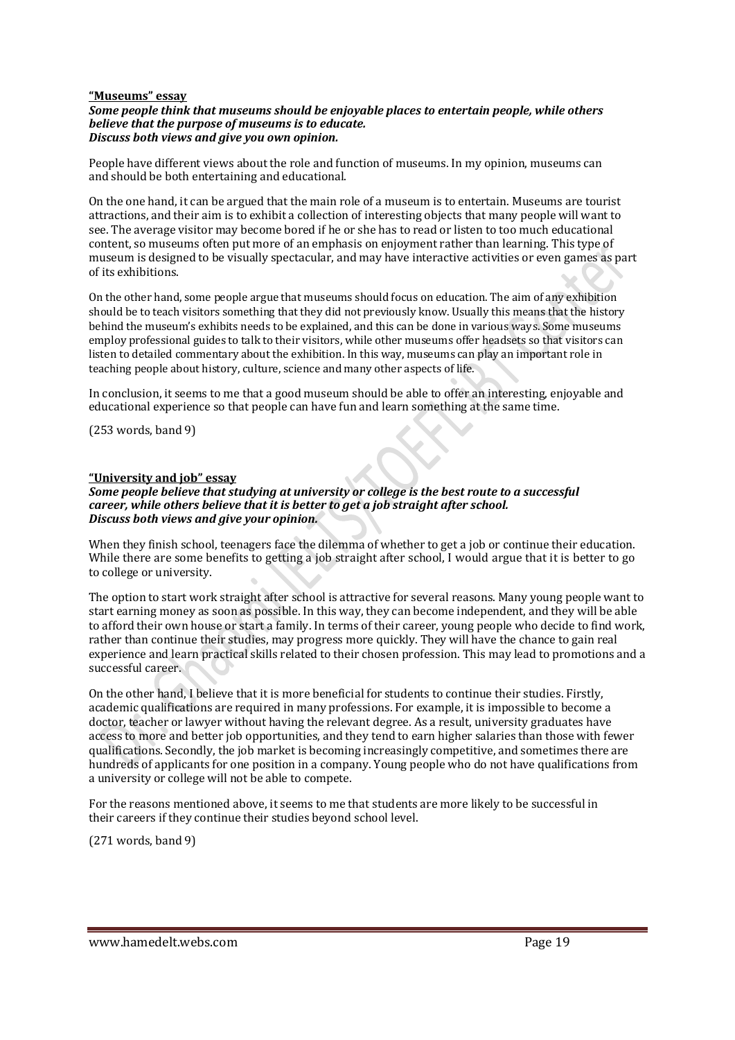**<u>"Museums" essay</u>**

***Some people think that museums should be enjoyable places to entertain people, while others believe that the purpose of museums is to educate.***
***Discuss both views and give you own opinion.***

People have different views about the role and function of museums. In my opinion, museums can and should be both entertaining and educational.

On the one hand, it can be argued that the main role of a museum is to entertain. Museums are tourist attractions, and their aim is to exhibit a collection of interesting objects that many people will want to see. The average visitor may become bored if he or she has to read or listen to too much educational content, so museums often put more of an emphasis on enjoyment rather than learning. This type of museum is designed to be visually spectacular, and may have interactive activities or even games as part of its exhibitions.

On the other hand, some people argue that museums should focus on education. The aim of any exhibition should be to teach visitors something that they did not previously know. Usually this means that the history behind the museum's exhibits needs to be explained, and this can be done in various ways. Some museums employ professional guides to talk to their visitors, while other museums offer headsets so that visitors can listen to detailed commentary about the exhibition. In this way, museums can play an important role in teaching people about history, culture, science and many other aspects of life.

In conclusion, it seems to me that a good museum should be able to offer an interesting, enjoyable and educational experience so that people can have fun and learn something at the same time.

(253 words, band 9)

**<u>"University and job" essay</u>**

***Some people believe that studying at university or college is the best route to a successful career, while others believe that it is better to get a job straight after school.***
***Discuss both views and give your opinion.***

When they finish school, teenagers face the dilemma of whether to get a job or continue their education. While there are some benefits to getting a job straight after school, I would argue that it is better to go to college or university.

The option to start work straight after school is attractive for several reasons. Many young people want to start earning money as soon as possible. In this way, they can become independent, and they will be able to afford their own house or start a family. In terms of their career, young people who decide to find work, rather than continue their studies, may progress more quickly. They will have the chance to gain real experience and learn practical skills related to their chosen profession. This may lead to promotions and a successful career.

On the other hand, I believe that it is more beneficial for students to continue their studies. Firstly, academic qualifications are required in many professions. For example, it is impossible to become a doctor, teacher or lawyer without having the relevant degree. As a result, university graduates have access to more and better job opportunities, and they tend to earn higher salaries than those with fewer qualifications. Secondly, the job market is becoming increasingly competitive, and sometimes there are hundreds of applicants for one position in a company. Young people who do not have qualifications from a university or college will not be able to compete.

For the reasons mentioned above, it seems to me that students are more likely to be successful in their careers if they continue their studies beyond school level.

(271 words, band 9)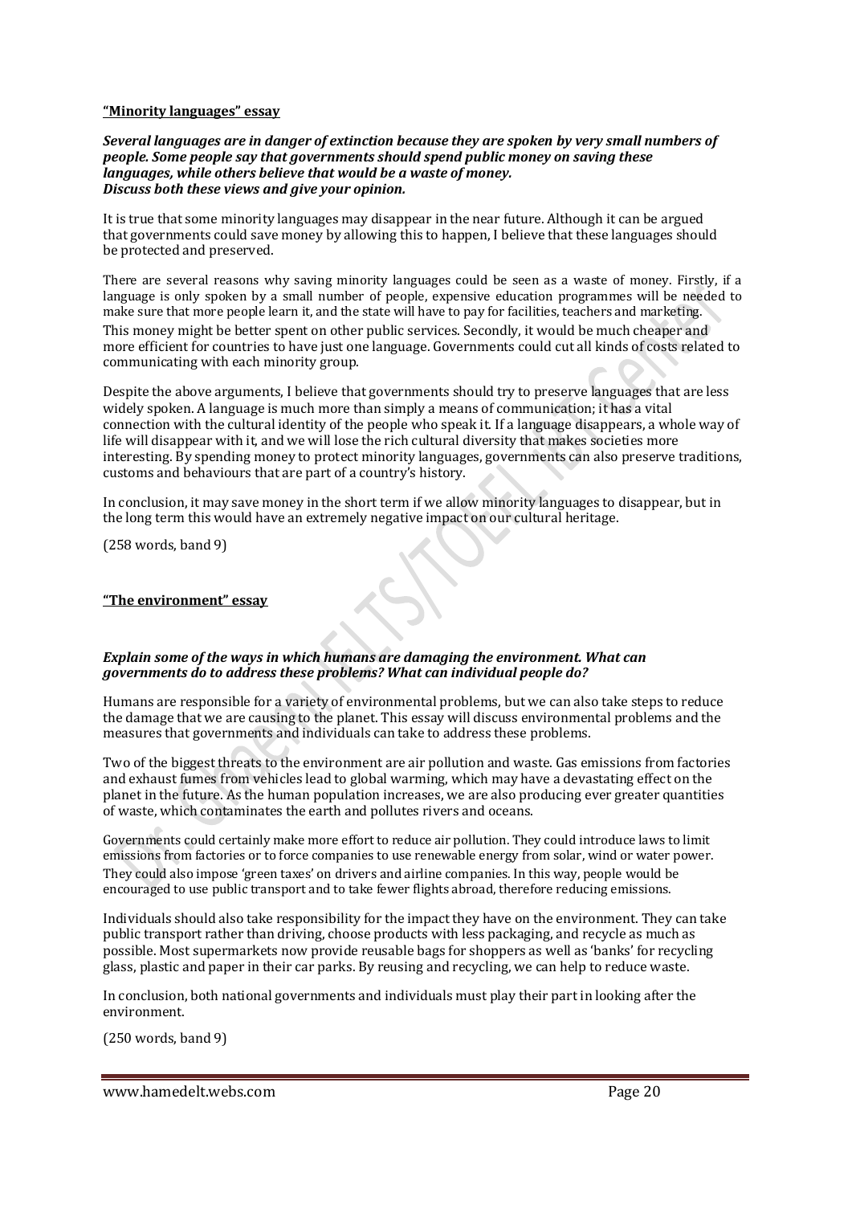**"Minority languages" essay**

***Several languages are in danger of extinction because they are spoken by very small numbers of people. Some people say that governments should spend public money on saving these languages, while others believe that would be a waste of money. Discuss both these views and give your opinion.***

It is true that some minority languages may disappear in the near future. Although it can be argued that governments could save money by allowing this to happen, I believe that these languages should be protected and preserved.

There are several reasons why saving minority languages could be seen as a waste of money. Firstly, if a language is only spoken by a small number of people, expensive education programmes will be needed to make sure that more people learn it, and the state will have to pay for facilities, teachers and marketing. This money might be better spent on other public services. Secondly, it would be much cheaper and more efficient for countries to have just one language. Governments could cut all kinds of costs related to communicating with each minority group.

Despite the above arguments, I believe that governments should try to preserve languages that are less widely spoken. A language is much more than simply a means of communication; it has a vital connection with the cultural identity of the people who speak it. If a language disappears, a whole way of life will disappear with it, and we will lose the rich cultural diversity that makes societies more interesting. By spending money to protect minority languages, governments can also preserve traditions, customs and behaviours that are part of a country's history.

In conclusion, it may save money in the short term if we allow minority languages to disappear, but in the long term this would have an extremely negative impact on our cultural heritage.

(258 words, band 9)

**"The environment" essay**

***Explain some of the ways in which humans are damaging the environment. What can governments do to address these problems? What can individual people do?***

Humans are responsible for a variety of environmental problems, but we can also take steps to reduce the damage that we are causing to the planet. This essay will discuss environmental problems and the measures that governments and individuals can take to address these problems.

Two of the biggest threats to the environment are air pollution and waste. Gas emissions from factories and exhaust fumes from vehicles lead to global warming, which may have a devastating effect on the planet in the future. As the human population increases, we are also producing ever greater quantities of waste, which contaminates the earth and pollutes rivers and oceans.

Governments could certainly make more effort to reduce air pollution. They could introduce laws to limit emissions from factories or to force companies to use renewable energy from solar, wind or water power. They could also impose 'green taxes' on drivers and airline companies. In this way, people would be encouraged to use public transport and to take fewer flights abroad, therefore reducing emissions.

Individuals should also take responsibility for the impact they have on the environment. They can take public transport rather than driving, choose products with less packaging, and recycle as much as possible. Most supermarkets now provide reusable bags for shoppers as well as 'banks' for recycling glass, plastic and paper in their car parks. By reusing and recycling, we can help to reduce waste.

In conclusion, both national governments and individuals must play their part in looking after the environment.

(250 words, band 9)

www.hamedelt.webs.com